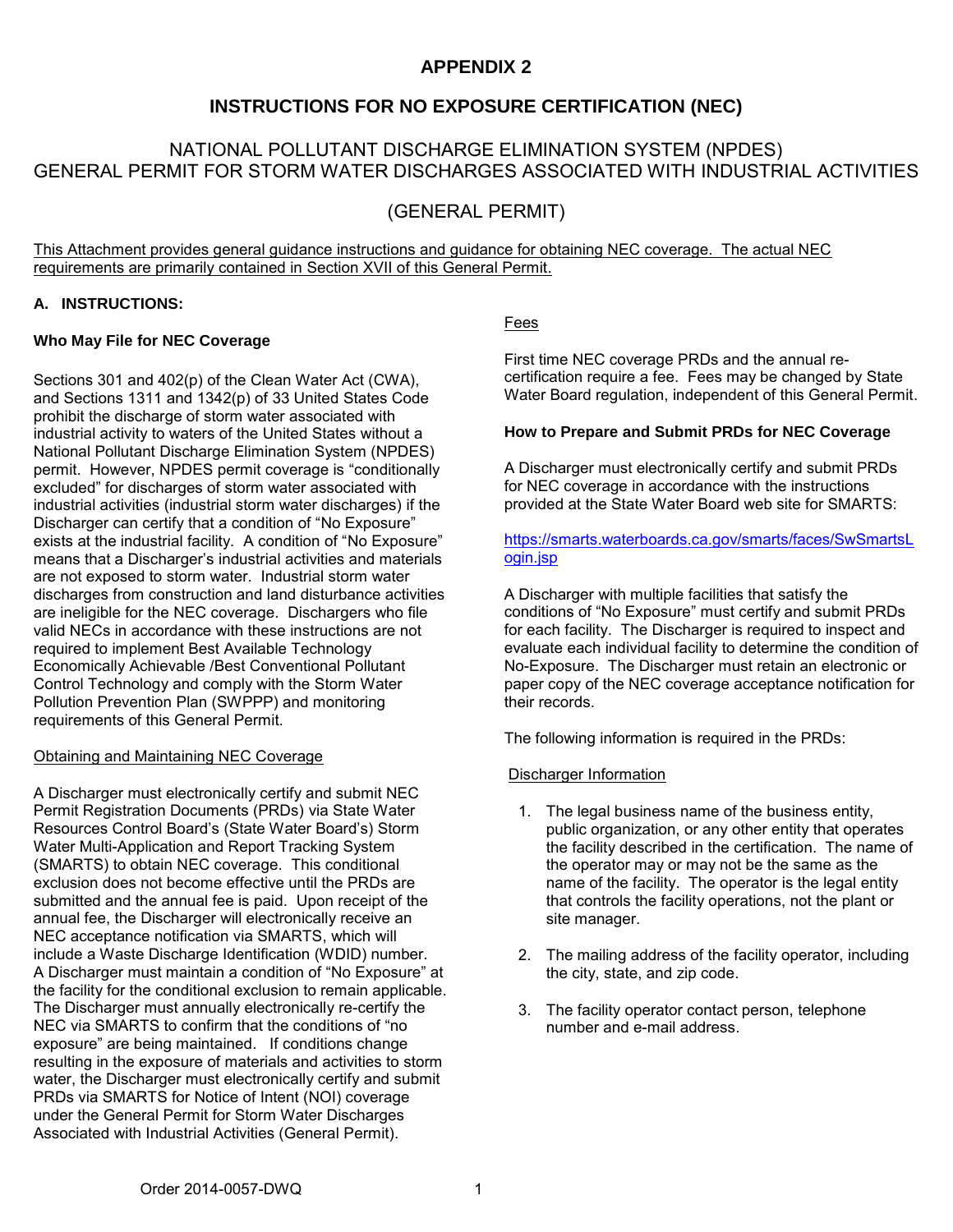# APPENDIX 2

## INSTRUCTIONS FOR NO EXPOSURE CERTIFICATION (NEC)

NATIONAL POLLUTANT DISCHARGE ELIMINATION SYSTEM (NPDES)
GENERAL PERMIT FOR STORM WATER DISCHARGES ASSOCIATED WITH INDUSTRIAL ACTIVITIES

(GENERAL PERMIT)

This Attachment provides general guidance instructions and guidance for obtaining NEC coverage. The actual NEC requirements are primarily contained in Section XVII of this General Permit.

### A. INSTRUCTIONS:

**Who May File for NEC Coverage**

Sections 301 and 402(p) of the Clean Water Act (CWA), and Sections 1311 and 1342(p) of 33 United States Code prohibit the discharge of storm water associated with industrial activity to waters of the United States without a National Pollutant Discharge Elimination System (NPDES) permit. However, NPDES permit coverage is "conditionally excluded" for discharges of storm water associated with industrial activities (industrial storm water discharges) if the Discharger can certify that a condition of "No Exposure" exists at the industrial facility. A condition of "No Exposure" means that a Discharger's industrial activities and materials are not exposed to storm water. Industrial storm water discharges from construction and land disturbance activities are ineligible for the NEC coverage. Dischargers who file valid NECs in accordance with these instructions are not required to implement Best Available Technology Economically Achievable /Best Conventional Pollutant Control Technology and comply with the Storm Water Pollution Prevention Plan (SWPPP) and monitoring requirements of this General Permit.

Obtaining and Maintaining NEC Coverage

A Discharger must electronically certify and submit NEC Permit Registration Documents (PRDs) via State Water Resources Control Board's (State Water Board's) Storm Water Multi-Application and Report Tracking System (SMARTS) to obtain NEC coverage. This conditional exclusion does not become effective until the PRDs are submitted and the annual fee is paid. Upon receipt of the annual fee, the Discharger will electronically receive an NEC acceptance notification via SMARTS, which will include a Waste Discharge Identification (WDID) number. A Discharger must maintain a condition of "No Exposure" at the facility for the conditional exclusion to remain applicable. The Discharger must annually electronically re-certify the NEC via SMARTS to confirm that the conditions of "no exposure" are being maintained. If conditions change resulting in the exposure of materials and activities to storm water, the Discharger must electronically certify and submit PRDs via SMARTS for Notice of Intent (NOI) coverage under the General Permit for Storm Water Discharges Associated with Industrial Activities (General Permit).

Fees

First time NEC coverage PRDs and the annual re-certification require a fee. Fees may be changed by State Water Board regulation, independent of this General Permit.

**How to Prepare and Submit PRDs for NEC Coverage**

A Discharger must electronically certify and submit PRDs for NEC coverage in accordance with the instructions provided at the State Water Board web site for SMARTS:

https://smarts.waterboards.ca.gov/smarts/faces/SwSmartsLogin.jsp

A Discharger with multiple facilities that satisfy the conditions of "No Exposure" must certify and submit PRDs for each facility. The Discharger is required to inspect and evaluate each individual facility to determine the condition of No-Exposure. The Discharger must retain an electronic or paper copy of the NEC coverage acceptance notification for their records.

The following information is required in the PRDs:

Discharger Information

1. The legal business name of the business entity, public organization, or any other entity that operates the facility described in the certification. The name of the operator may or may not be the same as the name of the facility. The operator is the legal entity that controls the facility operations, not the plant or site manager.

2. The mailing address of the facility operator, including the city, state, and zip code.

3. The facility operator contact person, telephone number and e-mail address.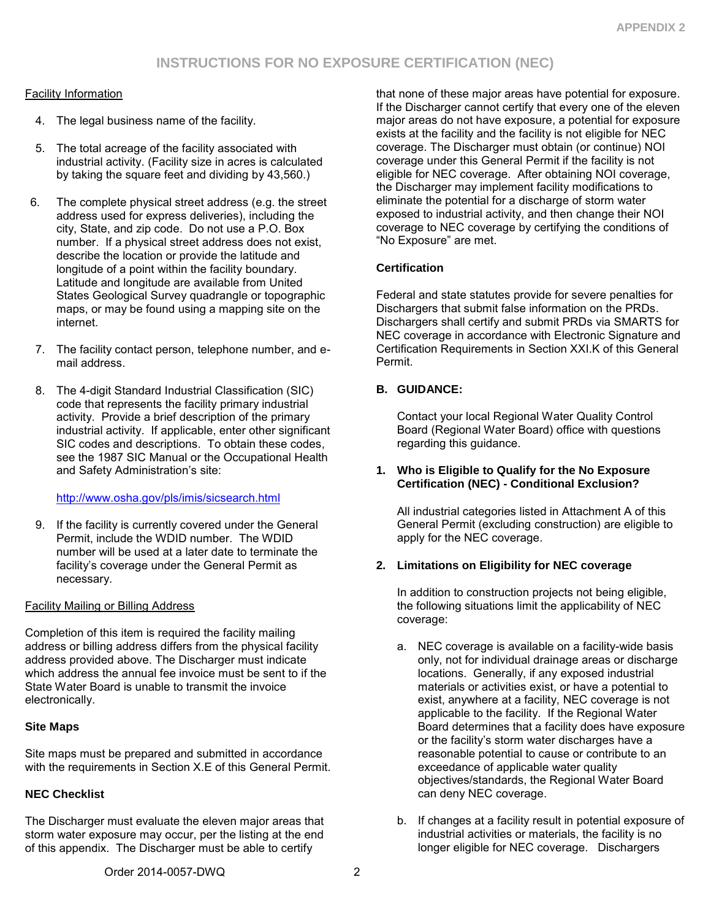# INSTRUCTIONS FOR NO EXPOSURE CERTIFICATION (NEC)

Facility Information

4. The legal business name of the facility.

5. The total acreage of the facility associated with industrial activity. (Facility size in acres is calculated by taking the square feet and dividing by 43,560.)

6. The complete physical street address (e.g. the street address used for express deliveries), including the city, State, and zip code. Do not use a P.O. Box number. If a physical street address does not exist, describe the location or provide the latitude and longitude of a point within the facility boundary. Latitude and longitude are available from United States Geological Survey quadrangle or topographic maps, or may be found using a mapping site on the internet.

7. The facility contact person, telephone number, and e-mail address.

8. The 4-digit Standard Industrial Classification (SIC) code that represents the facility primary industrial activity. Provide a brief description of the primary industrial activity. If applicable, enter other significant SIC codes and descriptions. To obtain these codes, see the 1987 SIC Manual or the Occupational Health and Safety Administration's site:

   http://www.osha.gov/pls/imis/sicsearch.html

9. If the facility is currently covered under the General Permit, include the WDID number. The WDID number will be used at a later date to terminate the facility's coverage under the General Permit as necessary.

Facility Mailing or Billing Address

Completion of this item is required the facility mailing address or billing address differs from the physical facility address provided above. The Discharger must indicate which address the annual fee invoice must be sent to if the State Water Board is unable to transmit the invoice electronically.

**Site Maps**

Site maps must be prepared and submitted in accordance with the requirements in Section X.E of this General Permit.

**NEC Checklist**

The Discharger must evaluate the eleven major areas that storm water exposure may occur, per the listing at the end of this appendix. The Discharger must be able to certify that none of these major areas have potential for exposure. If the Discharger cannot certify that every one of the eleven major areas do not have exposure, a potential for exposure exists at the facility and the facility is not eligible for NEC coverage. The Discharger must obtain (or continue) NOI coverage under this General Permit if the facility is not eligible for NEC coverage. After obtaining NOI coverage, the Discharger may implement facility modifications to eliminate the potential for a discharge of storm water exposed to industrial activity, and then change their NOI coverage to NEC coverage by certifying the conditions of "No Exposure" are met.

**Certification**

Federal and state statutes provide for severe penalties for Dischargers that submit false information on the PRDs. Dischargers shall certify and submit PRDs via SMARTS for NEC coverage in accordance with Electronic Signature and Certification Requirements in Section XXI.K of this General Permit.

**B. GUIDANCE:**

Contact your local Regional Water Quality Control Board (Regional Water Board) office with questions regarding this guidance.

**1. Who is Eligible to Qualify for the No Exposure Certification (NEC) - Conditional Exclusion?**

All industrial categories listed in Attachment A of this General Permit (excluding construction) are eligible to apply for the NEC coverage.

**2. Limitations on Eligibility for NEC coverage**

In addition to construction projects not being eligible, the following situations limit the applicability of NEC coverage:

a. NEC coverage is available on a facility-wide basis only, not for individual drainage areas or discharge locations. Generally, if any exposed industrial materials or activities exist, or have a potential to exist, anywhere at a facility, NEC coverage is not applicable to the facility. If the Regional Water Board determines that a facility does have exposure or the facility's storm water discharges have a reasonable potential to cause or contribute to an exceedance of applicable water quality objectives/standards, the Regional Water Board can deny NEC coverage.

b. If changes at a facility result in potential exposure of industrial activities or materials, the facility is no longer eligible for NEC coverage. Dischargers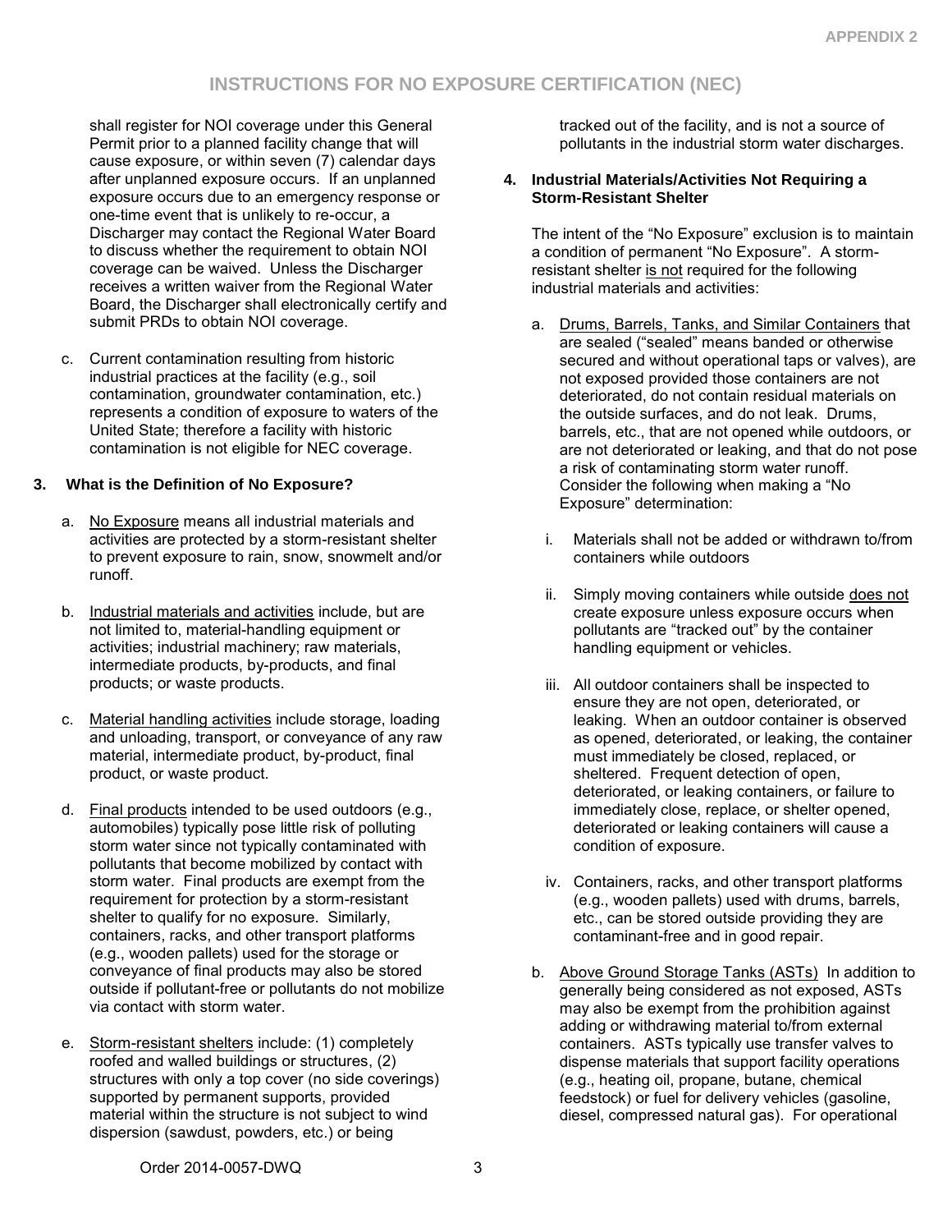shall register for NOI coverage under this General Permit prior to a planned facility change that will cause exposure, or within seven (7) calendar days after unplanned exposure occurs. If an unplanned exposure occurs due to an emergency response or one-time event that is unlikely to re-occur, a Discharger may contact the Regional Water Board to discuss whether the requirement to obtain NOI coverage can be waived. Unless the Discharger receives a written waiver from the Regional Water Board, the Discharger shall electronically certify and submit PRDs to obtain NOI coverage.

c. Current contamination resulting from historic industrial practices at the facility (e.g., soil contamination, groundwater contamination, etc.) represents a condition of exposure to waters of the United State; therefore a facility with historic contamination is not eligible for NEC coverage.

### 3. What is the Definition of No Exposure?

a. No Exposure means all industrial materials and activities are protected by a storm-resistant shelter to prevent exposure to rain, snow, snowmelt and/or runoff.

b. Industrial materials and activities include, but are not limited to, material-handling equipment or activities; industrial machinery; raw materials, intermediate products, by-products, and final products; or waste products.

c. Material handling activities include storage, loading and unloading, transport, or conveyance of any raw material, intermediate product, by-product, final product, or waste product.

d. Final products intended to be used outdoors (e.g., automobiles) typically pose little risk of polluting storm water since not typically contaminated with pollutants that become mobilized by contact with storm water. Final products are exempt from the requirement for protection by a storm-resistant shelter to qualify for no exposure. Similarly, containers, racks, and other transport platforms (e.g., wooden pallets) used for the storage or conveyance of final products may also be stored outside if pollutant-free or pollutants do not mobilize via contact with storm water.

e. Storm-resistant shelters include: (1) completely roofed and walled buildings or structures, (2) structures with only a top cover (no side coverings) supported by permanent supports, provided material within the structure is not subject to wind dispersion (sawdust, powders, etc.) or being tracked out of the facility, and is not a source of pollutants in the industrial storm water discharges.

### 4. Industrial Materials/Activities Not Requiring a Storm-Resistant Shelter

The intent of the "No Exposure" exclusion is to maintain a condition of permanent "No Exposure". A storm-resistant shelter is not required for the following industrial materials and activities:

a. Drums, Barrels, Tanks, and Similar Containers that are sealed ("sealed" means banded or otherwise secured and without operational taps or valves), are not exposed provided those containers are not deteriorated, do not contain residual materials on the outside surfaces, and do not leak. Drums, barrels, etc., that are not opened while outdoors, or are not deteriorated or leaking, and that do not pose a risk of contaminating storm water runoff. Consider the following when making a "No Exposure" determination:

   i. Materials shall not be added or withdrawn to/from containers while outdoors

   ii. Simply moving containers while outside does not create exposure unless exposure occurs when pollutants are "tracked out" by the container handling equipment or vehicles.

   iii. All outdoor containers shall be inspected to ensure they are not open, deteriorated, or leaking. When an outdoor container is observed as opened, deteriorated, or leaking, the container must immediately be closed, replaced, or sheltered. Frequent detection of open, deteriorated, or leaking containers, or failure to immediately close, replace, or shelter opened, deteriorated or leaking containers will cause a condition of exposure.

   iv. Containers, racks, and other transport platforms (e.g., wooden pallets) used with drums, barrels, etc., can be stored outside providing they are contaminant-free and in good repair.

b. Above Ground Storage Tanks (ASTs) In addition to generally being considered as not exposed, ASTs may also be exempt from the prohibition against adding or withdrawing material to/from external containers. ASTs typically use transfer valves to dispense materials that support facility operations (e.g., heating oil, propane, butane, chemical feedstock) or fuel for delivery vehicles (gasoline, diesel, compressed natural gas). For operational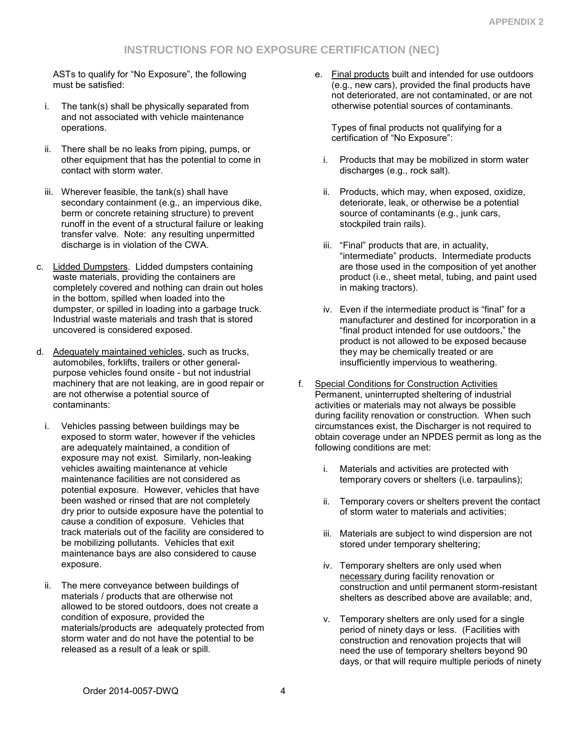## INSTRUCTIONS FOR NO EXPOSURE CERTIFICATION (NEC)

ASTs to qualify for "No Exposure", the following must be satisfied:

i. The tank(s) shall be physically separated from and not associated with vehicle maintenance operations.

ii. There shall be no leaks from piping, pumps, or other equipment that has the potential to come in contact with storm water.

iii. Wherever feasible, the tank(s) shall have secondary containment (e.g., an impervious dike, berm or concrete retaining structure) to prevent runoff in the event of a structural failure or leaking transfer valve. Note: any resulting unpermitted discharge is in violation of the CWA.

c. <u>Lidded Dumpsters</u>. Lidded dumpsters containing waste materials, providing the containers are completely covered and nothing can drain out holes in the bottom, spilled when loaded into the dumpster, or spilled in loading into a garbage truck. Industrial waste materials and trash that is stored uncovered is considered exposed.

d. <u>Adequately maintained vehicles</u>, such as trucks, automobiles, forklifts, trailers or other general-purpose vehicles found onsite - but not industrial machinery that are not leaking, are in good repair or are not otherwise a potential source of contaminants:

i. Vehicles passing between buildings may be exposed to storm water, however if the vehicles are adequately maintained, a condition of exposure may not exist. Similarly, non-leaking vehicles awaiting maintenance at vehicle maintenance facilities are not considered as potential exposure. However, vehicles that have been washed or rinsed that are not completely dry prior to outside exposure have the potential to cause a condition of exposure. Vehicles that track materials out of the facility are considered to be mobilizing pollutants. Vehicles that exit maintenance bays are also considered to cause exposure.

ii. The mere conveyance between buildings of materials / products that are otherwise not allowed to be stored outdoors, does not create a condition of exposure, provided the materials/products are adequately protected from storm water and do not have the potential to be released as a result of a leak or spill.

e. <u>Final products</u> built and intended for use outdoors (e.g., new cars), provided the final products have not deteriorated, are not contaminated, or are not otherwise potential sources of contaminants.

Types of final products not qualifying for a certification of "No Exposure":

i. Products that may be mobilized in storm water discharges (e.g., rock salt).

ii. Products, which may, when exposed, oxidize, deteriorate, leak, or otherwise be a potential source of contaminants (e.g., junk cars, stockpiled train rails).

iii. "Final" products that are, in actuality, "intermediate" products. Intermediate products are those used in the composition of yet another product (i.e., sheet metal, tubing, and paint used in making tractors).

iv. Even if the intermediate product is "final" for a manufacturer and destined for incorporation in a "final product intended for use outdoors," the product is not allowed to be exposed because they may be chemically treated or are insufficiently impervious to weathering.

f. <u>Special Conditions for Construction Activities</u> Permanent, uninterrupted sheltering of industrial activities or materials may not always be possible during facility renovation or construction. When such circumstances exist, the Discharger is not required to obtain coverage under an NPDES permit as long as the following conditions are met:

i. Materials and activities are protected with temporary covers or shelters (i.e. tarpaulins);

ii. Temporary covers or shelters prevent the contact of storm water to materials and activities;

iii. Materials are subject to wind dispersion are not stored under temporary sheltering;

iv. Temporary shelters are only used when <u>necessary</u> during facility renovation or construction and until permanent storm-resistant shelters as described above are available; and,

v. Temporary shelters are only used for a single period of ninety days or less. (Facilities with construction and renovation projects that will need the use of temporary shelters beyond 90 days, or that will require multiple periods of ninety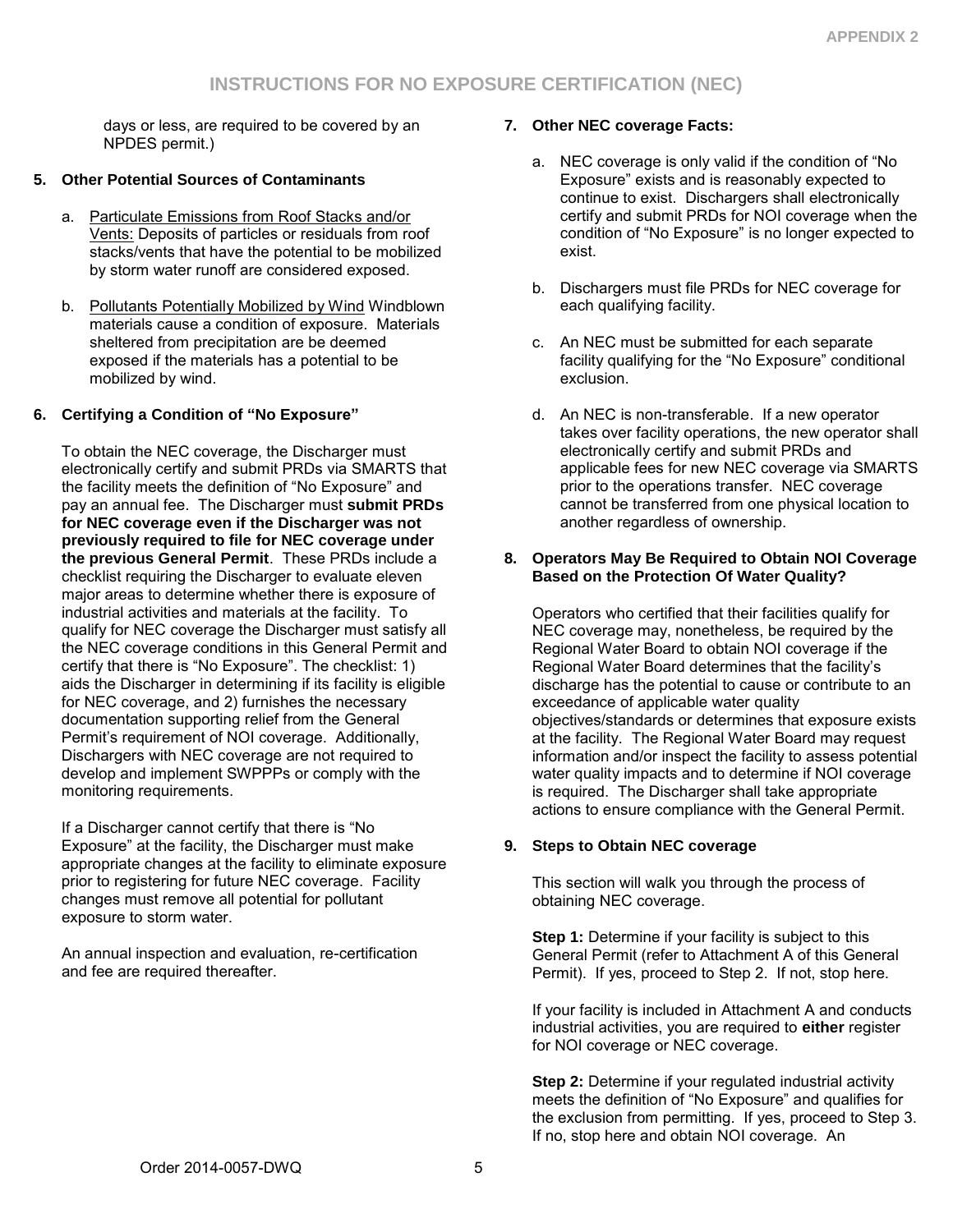# INSTRUCTIONS FOR NO EXPOSURE CERTIFICATION (NEC)

days or less, are required to be covered by an NPDES permit.)

**5. Other Potential Sources of Contaminants**

a. Particulate Emissions from Roof Stacks and/or Vents: Deposits of particles or residuals from roof stacks/vents that have the potential to be mobilized by storm water runoff are considered exposed.

b. Pollutants Potentially Mobilized by Wind Windblown materials cause a condition of exposure. Materials sheltered from precipitation are be deemed exposed if the materials has a potential to be mobilized by wind.

**6. Certifying a Condition of "No Exposure"**

To obtain the NEC coverage, the Discharger must electronically certify and submit PRDs via SMARTS that the facility meets the definition of "No Exposure" and pay an annual fee. The Discharger must **submit PRDs for NEC coverage even if the Discharger was not previously required to file for NEC coverage under the previous General Permit**. These PRDs include a checklist requiring the Discharger to evaluate eleven major areas to determine whether there is exposure of industrial activities and materials at the facility. To qualify for NEC coverage the Discharger must satisfy all the NEC coverage conditions in this General Permit and certify that there is "No Exposure". The checklist: 1) aids the Discharger in determining if its facility is eligible for NEC coverage, and 2) furnishes the necessary documentation supporting relief from the General Permit's requirement of NOI coverage. Additionally, Dischargers with NEC coverage are not required to develop and implement SWPPPs or comply with the monitoring requirements.

If a Discharger cannot certify that there is "No Exposure" at the facility, the Discharger must make appropriate changes at the facility to eliminate exposure prior to registering for future NEC coverage. Facility changes must remove all potential for pollutant exposure to storm water.

An annual inspection and evaluation, re-certification and fee are required thereafter.

**7. Other NEC coverage Facts:**

a. NEC coverage is only valid if the condition of "No Exposure" exists and is reasonably expected to continue to exist. Dischargers shall electronically certify and submit PRDs for NOI coverage when the condition of "No Exposure" is no longer expected to exist.

b. Dischargers must file PRDs for NEC coverage for each qualifying facility.

c. An NEC must be submitted for each separate facility qualifying for the "No Exposure" conditional exclusion.

d. An NEC is non-transferable. If a new operator takes over facility operations, the new operator shall electronically certify and submit PRDs and applicable fees for new NEC coverage via SMARTS prior to the operations transfer. NEC coverage cannot be transferred from one physical location to another regardless of ownership.

**8. Operators May Be Required to Obtain NOI Coverage Based on the Protection Of Water Quality?**

Operators who certified that their facilities qualify for NEC coverage may, nonetheless, be required by the Regional Water Board to obtain NOI coverage if the Regional Water Board determines that the facility's discharge has the potential to cause or contribute to an exceedance of applicable water quality objectives/standards or determines that exposure exists at the facility. The Regional Water Board may request information and/or inspect the facility to assess potential water quality impacts and to determine if NOI coverage is required. The Discharger shall take appropriate actions to ensure compliance with the General Permit.

**9. Steps to Obtain NEC coverage**

This section will walk you through the process of obtaining NEC coverage.

**Step 1:** Determine if your facility is subject to this General Permit (refer to Attachment A of this General Permit). If yes, proceed to Step 2. If not, stop here.

If your facility is included in Attachment A and conducts industrial activities, you are required to **either** register for NOI coverage or NEC coverage.

**Step 2:** Determine if your regulated industrial activity meets the definition of "No Exposure" and qualifies for the exclusion from permitting. If yes, proceed to Step 3. If no, stop here and obtain NOI coverage. An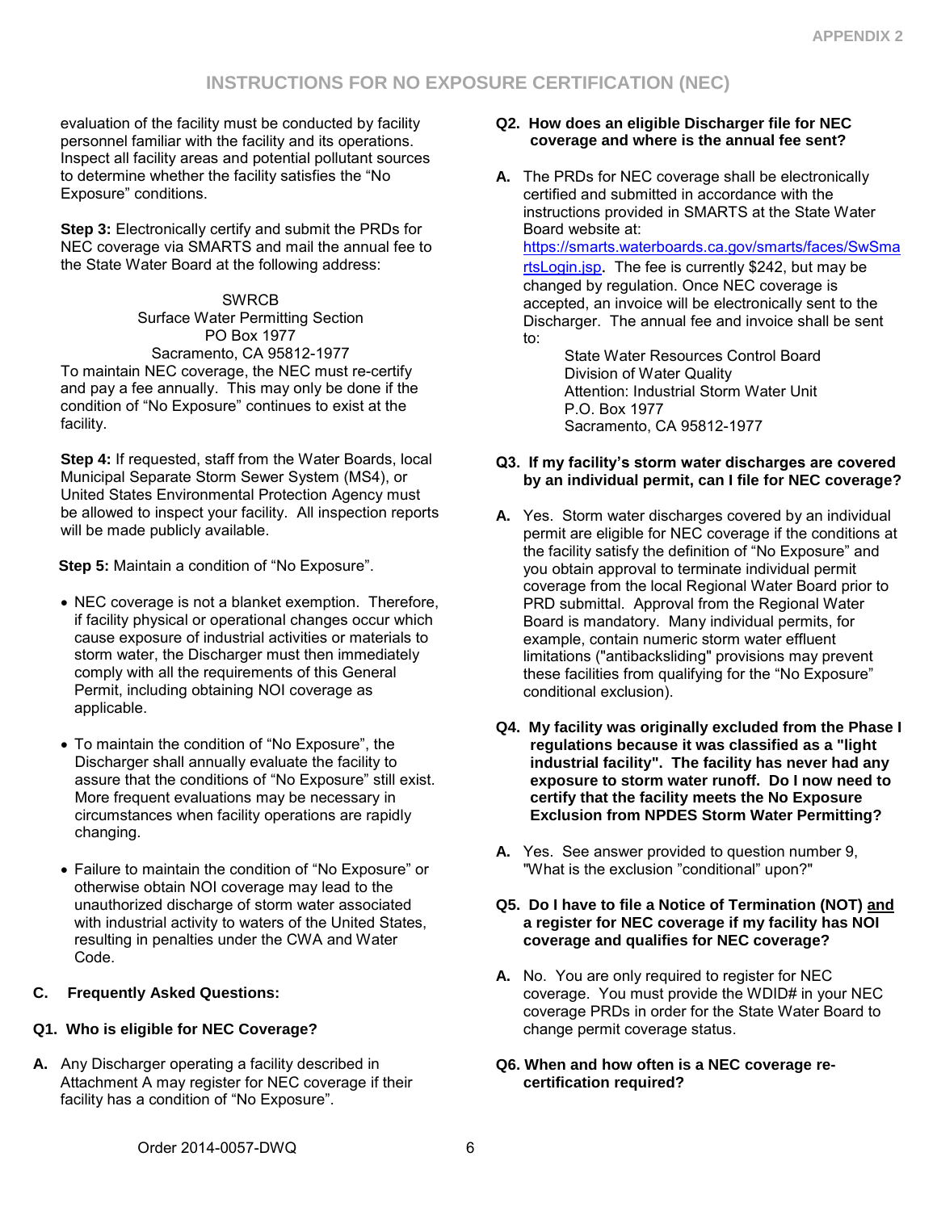evaluation of the facility must be conducted by facility personnel familiar with the facility and its operations. Inspect all facility areas and potential pollutant sources to determine whether the facility satisfies the "No Exposure" conditions.

**Step 3:** Electronically certify and submit the PRDs for NEC coverage via SMARTS and mail the annual fee to the State Water Board at the following address:

SWRCB
Surface Water Permitting Section
PO Box 1977
Sacramento, CA 95812-1977

To maintain NEC coverage, the NEC must re-certify and pay a fee annually. This may only be done if the condition of "No Exposure" continues to exist at the facility.

**Step 4:** If requested, staff from the Water Boards, local Municipal Separate Storm Sewer System (MS4), or United States Environmental Protection Agency must be allowed to inspect your facility. All inspection reports will be made publicly available.

**Step 5:** Maintain a condition of "No Exposure".

- NEC coverage is not a blanket exemption. Therefore, if facility physical or operational changes occur which cause exposure of industrial activities or materials to storm water, the Discharger must then immediately comply with all the requirements of this General Permit, including obtaining NOI coverage as applicable.
- To maintain the condition of "No Exposure", the Discharger shall annually evaluate the facility to assure that the conditions of "No Exposure" still exist. More frequent evaluations may be necessary in circumstances when facility operations are rapidly changing.
- Failure to maintain the condition of "No Exposure" or otherwise obtain NOI coverage may lead to the unauthorized discharge of storm water associated with industrial activity to waters of the United States, resulting in penalties under the CWA and Water Code.

## C. Frequently Asked Questions:

**Q1. Who is eligible for NEC Coverage?**

**A.** Any Discharger operating a facility described in Attachment A may register for NEC coverage if their facility has a condition of "No Exposure".

**Q2. How does an eligible Discharger file for NEC coverage and where is the annual fee sent?**

**A.** The PRDs for NEC coverage shall be electronically certified and submitted in accordance with the instructions provided in SMARTS at the State Water Board website at: https://smarts.waterboards.ca.gov/smarts/faces/SwSmartsLogin.jsp. The fee is currently $242, but may be changed by regulation. Once NEC coverage is accepted, an invoice will be electronically sent to the Discharger. The annual fee and invoice shall be sent to:

State Water Resources Control Board
Division of Water Quality
Attention: Industrial Storm Water Unit
P.O. Box 1977
Sacramento, CA 95812-1977

**Q3. If my facility's storm water discharges are covered by an individual permit, can I file for NEC coverage?**

**A.** Yes. Storm water discharges covered by an individual permit are eligible for NEC coverage if the conditions at the facility satisfy the definition of "No Exposure" and you obtain approval to terminate individual permit coverage from the local Regional Water Board prior to PRD submittal. Approval from the Regional Water Board is mandatory. Many individual permits, for example, contain numeric storm water effluent limitations ("antibacksliding" provisions may prevent these facilities from qualifying for the "No Exposure" conditional exclusion).

**Q4. My facility was originally excluded from the Phase I regulations because it was classified as a "light industrial facility". The facility has never had any exposure to storm water runoff. Do I now need to certify that the facility meets the No Exposure Exclusion from NPDES Storm Water Permitting?**

**A.** Yes. See answer provided to question number 9, "What is the exclusion "conditional" upon?"

**Q5. Do I have to file a Notice of Termination (NOT) <u>and</u> a register for NEC coverage if my facility has NOI coverage and qualifies for NEC coverage?**

**A.** No. You are only required to register for NEC coverage. You must provide the WDID# in your NEC coverage PRDs in order for the State Water Board to change permit coverage status.

**Q6. When and how often is a NEC coverage re-certification required?**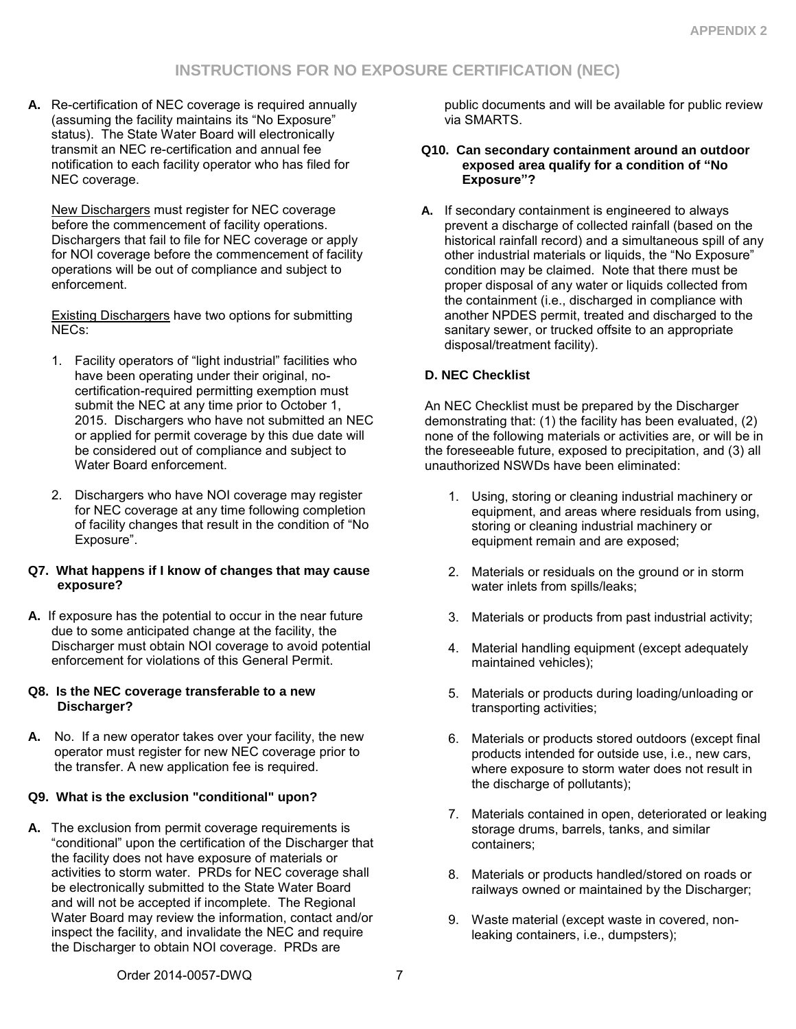## INSTRUCTIONS FOR NO EXPOSURE CERTIFICATION (NEC)

**A.** Re-certification of NEC coverage is required annually (assuming the facility maintains its "No Exposure" status). The State Water Board will electronically transmit an NEC re-certification and annual fee notification to each facility operator who has filed for NEC coverage.

New Dischargers must register for NEC coverage before the commencement of facility operations. Dischargers that fail to file for NEC coverage or apply for NOI coverage before the commencement of facility operations will be out of compliance and subject to enforcement.

Existing Dischargers have two options for submitting NECs:

1. Facility operators of "light industrial" facilities who have been operating under their original, no-certification-required permitting exemption must submit the NEC at any time prior to October 1, 2015. Dischargers who have not submitted an NEC or applied for permit coverage by this due date will be considered out of compliance and subject to Water Board enforcement.
2. Dischargers who have NOI coverage may register for NEC coverage at any time following completion of facility changes that result in the condition of "No Exposure".

**Q7. What happens if I know of changes that may cause exposure?**

**A.** If exposure has the potential to occur in the near future due to some anticipated change at the facility, the Discharger must obtain NOI coverage to avoid potential enforcement for violations of this General Permit.

**Q8. Is the NEC coverage transferable to a new Discharger?**

**A.** No. If a new operator takes over your facility, the new operator must register for new NEC coverage prior to the transfer. A new application fee is required.

**Q9. What is the exclusion "conditional" upon?**

**A.** The exclusion from permit coverage requirements is "conditional" upon the certification of the Discharger that the facility does not have exposure of materials or activities to storm water. PRDs for NEC coverage shall be electronically submitted to the State Water Board and will not be accepted if incomplete. The Regional Water Board may review the information, contact and/or inspect the facility, and invalidate the NEC and require the Discharger to obtain NOI coverage. PRDs are public documents and will be available for public review via SMARTS.

**Q10. Can secondary containment around an outdoor exposed area qualify for a condition of "No Exposure"?**

**A.** If secondary containment is engineered to always prevent a discharge of collected rainfall (based on the historical rainfall record) and a simultaneous spill of any other industrial materials or liquids, the "No Exposure" condition may be claimed. Note that there must be proper disposal of any water or liquids collected from the containment (i.e., discharged in compliance with another NPDES permit, treated and discharged to the sanitary sewer, or trucked offsite to an appropriate disposal/treatment facility).

### D. NEC Checklist

An NEC Checklist must be prepared by the Discharger demonstrating that: (1) the facility has been evaluated, (2) none of the following materials or activities are, or will be in the foreseeable future, exposed to precipitation, and (3) all unauthorized NSWDs have been eliminated:

1. Using, storing or cleaning industrial machinery or equipment, and areas where residuals from using, storing or cleaning industrial machinery or equipment remain and are exposed;
2. Materials or residuals on the ground or in storm water inlets from spills/leaks;
3. Materials or products from past industrial activity;
4. Material handling equipment (except adequately maintained vehicles);
5. Materials or products during loading/unloading or transporting activities;
6. Materials or products stored outdoors (except final products intended for outside use, i.e., new cars, where exposure to storm water does not result in the discharge of pollutants);
7. Materials contained in open, deteriorated or leaking storage drums, barrels, tanks, and similar containers;
8. Materials or products handled/stored on roads or railways owned or maintained by the Discharger;
9. Waste material (except waste in covered, non-leaking containers, i.e., dumpsters);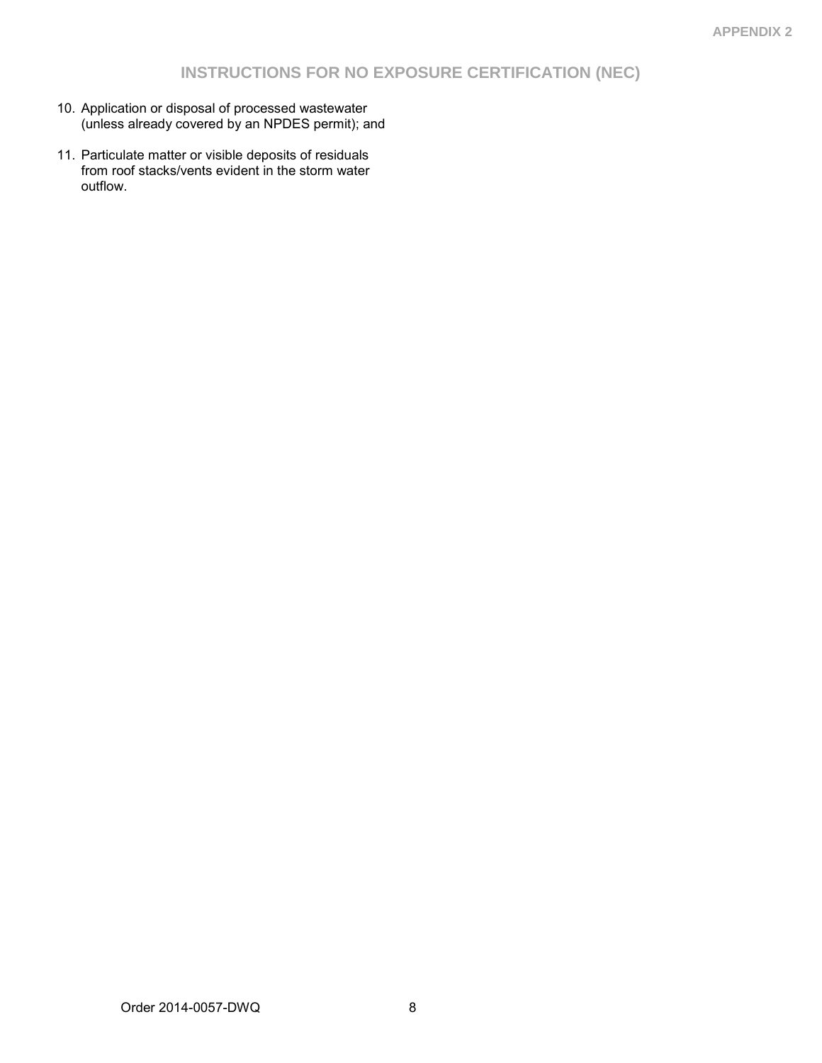# INSTRUCTIONS FOR NO EXPOSURE CERTIFICATION (NEC)

10. Application or disposal of processed wastewater (unless already covered by an NPDES permit); and

11. Particulate matter or visible deposits of residuals from roof stacks/vents evident in the storm water outflow.